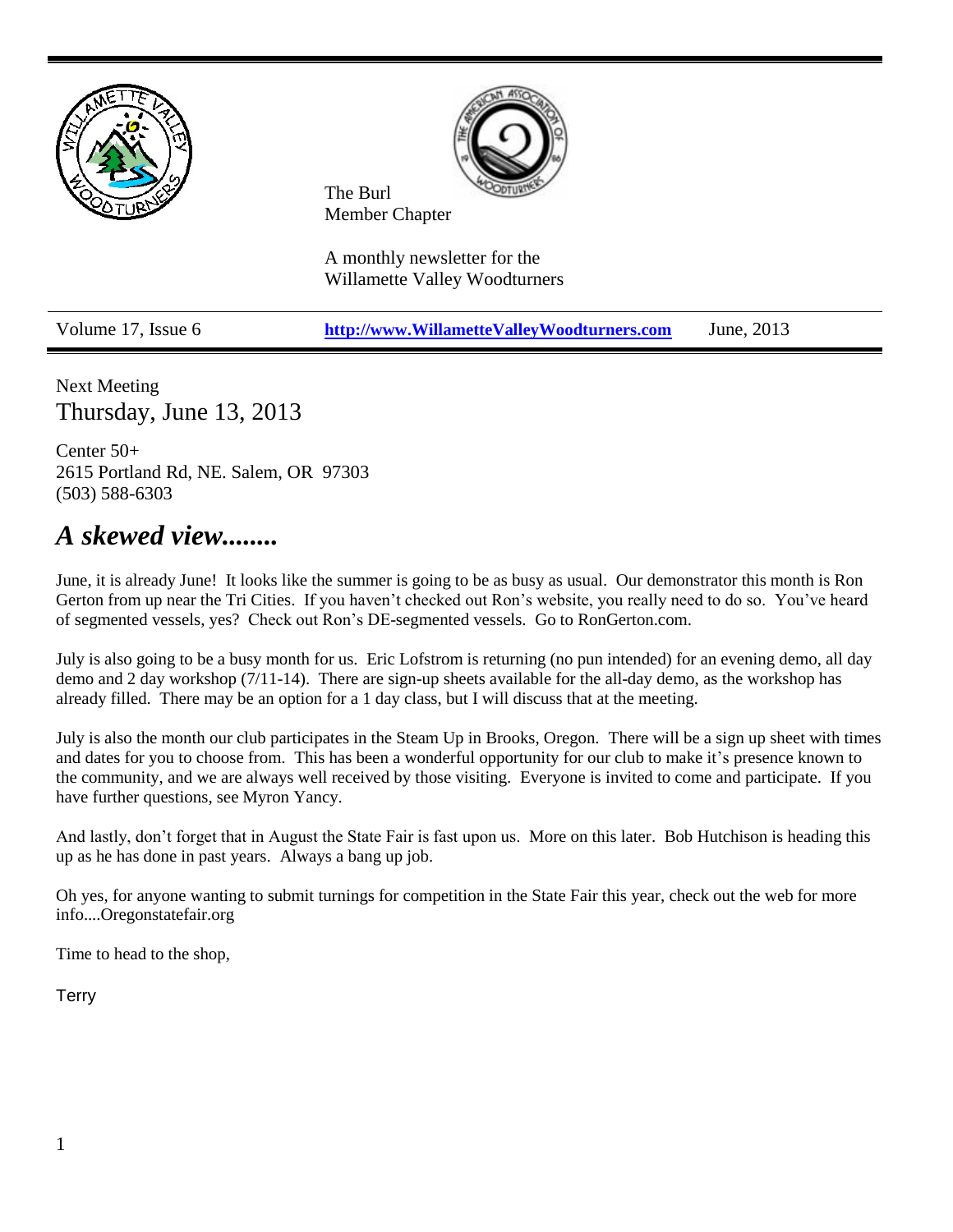The Burl
Member Chapter

A monthly newsletter for the
Willamette Valley Woodturners

Volume 17, Issue 6 | **http://www.WillametteValleyWoodturners.com** | June, 2013

Next Meeting

## Thursday, June 13, 2013

Center 50+
2615 Portland Rd, NE. Salem, OR 97303
(503) 588-6303

# *A skewed view........*

June, it is already June! It looks like the summer is going to be as busy as usual. Our demonstrator this month is Ron Gerton from up near the Tri Cities. If you haven't checked out Ron's website, you really need to do so. You've heard of segmented vessels, yes? Check out Ron's DE-segmented vessels. Go to RonGerton.com.

July is also going to be a busy month for us. Eric Lofstrom is returning (no pun intended) for an evening demo, all day demo and 2 day workshop (7/11-14). There are sign-up sheets available for the all-day demo, as the workshop has already filled. There may be an option for a 1 day class, but I will discuss that at the meeting.

July is also the month our club participates in the Steam Up in Brooks, Oregon. There will be a sign up sheet with times and dates for you to choose from. This has been a wonderful opportunity for our club to make it's presence known to the community, and we are always well received by those visiting. Everyone is invited to come and participate. If you have further questions, see Myron Yancy.

And lastly, don't forget that in August the State Fair is fast upon us. More on this later. Bob Hutchison is heading this up as he has done in past years. Always a bang up job.

Oh yes, for anyone wanting to submit turnings for competition in the State Fair this year, check out the web for more info....Oregonstatefair.org

Time to head to the shop,

Terry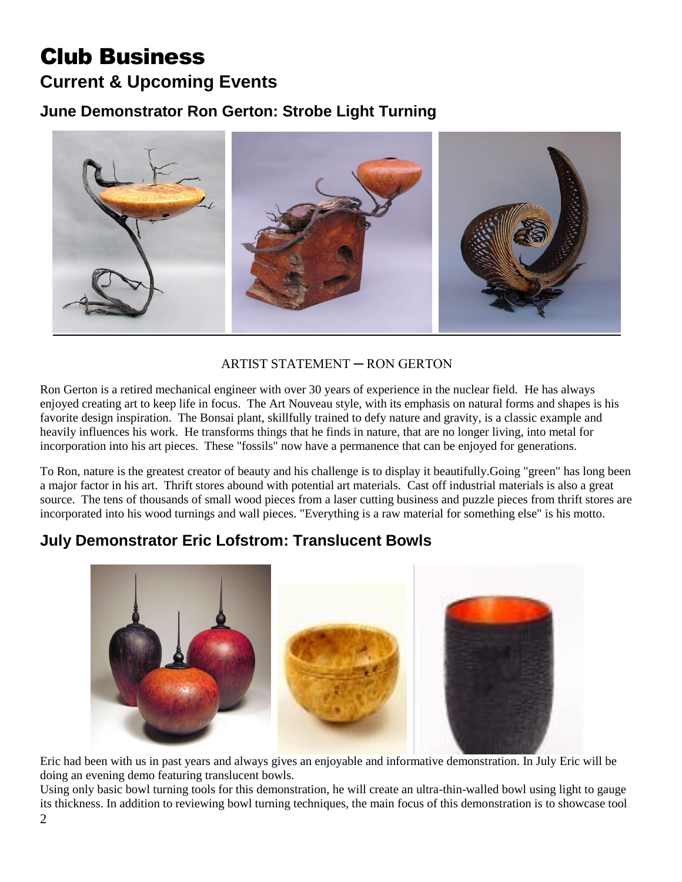# Club Business

## Current & Upcoming Events

### June Demonstrator Ron Gerton: Strobe Light Turning

ARTIST STATEMENT ─ RON GERTON

Ron Gerton is a retired mechanical engineer with over 30 years of experience in the nuclear field. He has always enjoyed creating art to keep life in focus. The Art Nouveau style, with its emphasis on natural forms and shapes is his favorite design inspiration. The Bonsai plant, skillfully trained to defy nature and gravity, is a classic example and heavily influences his work. He transforms things that he finds in nature, that are no longer living, into metal for incorporation into his art pieces. These "fossils" now have a permanence that can be enjoyed for generations.

To Ron, nature is the greatest creator of beauty and his challenge is to display it beautifully.Going "green" has long been a major factor in his art. Thrift stores abound with potential art materials. Cast off industrial materials is also a great source. The tens of thousands of small wood pieces from a laser cutting business and puzzle pieces from thrift stores are incorporated into his wood turnings and wall pieces. "Everything is a raw material for something else" is his motto.

### July Demonstrator Eric Lofstrom: Translucent Bowls

Eric had been with us in past years and always gives an enjoyable and informative demonstration. In July Eric will be doing an evening demo featuring translucent bowls.

Using only basic bowl turning tools for this demonstration, he will create an ultra-thin-walled bowl using light to gauge its thickness. In addition to reviewing bowl turning techniques, the main focus of this demonstration is to showcase tool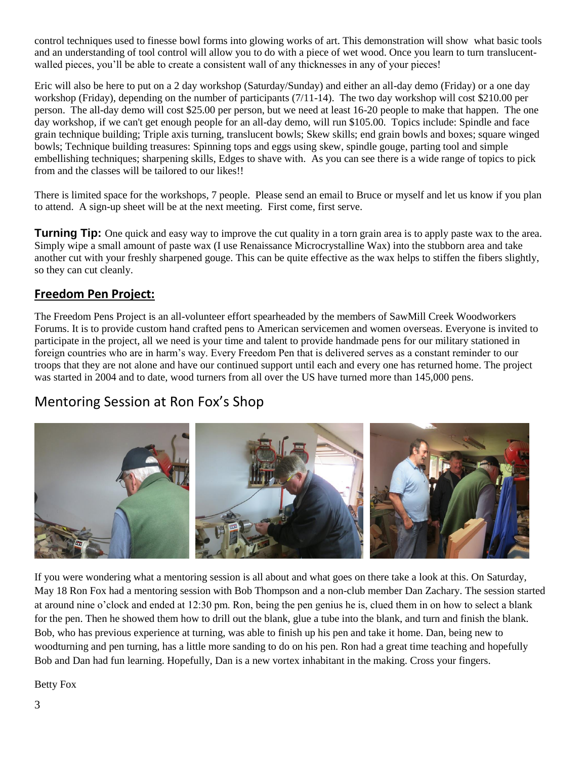control techniques used to finesse bowl forms into glowing works of art. This demonstration will show what basic tools and an understanding of tool control will allow you to do with a piece of wet wood. Once you learn to turn translucent-walled pieces, you'll be able to create a consistent wall of any thicknesses in any of your pieces!

Eric will also be here to put on a 2 day workshop (Saturday/Sunday) and either an all-day demo (Friday) or a one day workshop (Friday), depending on the number of participants (7/11-14). The two day workshop will cost $210.00 per person. The all-day demo will cost $25.00 per person, but we need at least 16-20 people to make that happen. The one day workshop, if we can't get enough people for an all-day demo, will run $105.00. Topics include: Spindle and face grain technique building; Triple axis turning, translucent bowls; Skew skills; end grain bowls and boxes; square winged bowls; Technique building treasures: Spinning tops and eggs using skew, spindle gouge, parting tool and simple embellishing techniques; sharpening skills, Edges to shave with. As you can see there is a wide range of topics to pick from and the classes will be tailored to our likes!!

There is limited space for the workshops, 7 people. Please send an email to Bruce or myself and let us know if you plan to attend. A sign-up sheet will be at the next meeting. First come, first serve.

**Turning Tip:** One quick and easy way to improve the cut quality in a torn grain area is to apply paste wax to the area. Simply wipe a small amount of paste wax (I use Renaissance Microcrystalline Wax) into the stubborn area and take another cut with your freshly sharpened gouge. This can be quite effective as the wax helps to stiffen the fibers slightly, so they can cut cleanly.

## Freedom Pen Project:

The Freedom Pens Project is an all-volunteer effort spearheaded by the members of SawMill Creek Woodworkers Forums. It is to provide custom hand crafted pens to American servicemen and women overseas. Everyone is invited to participate in the project, all we need is your time and talent to provide handmade pens for our military stationed in foreign countries who are in harm's way. Every Freedom Pen that is delivered serves as a constant reminder to our troops that they are not alone and have our continued support until each and every one has returned home. The project was started in 2004 and to date, wood turners from all over the US have turned more than 145,000 pens.

## Mentoring Session at Ron Fox's Shop

If you were wondering what a mentoring session is all about and what goes on there take a look at this. On Saturday, May 18 Ron Fox had a mentoring session with Bob Thompson and a non-club member Dan Zachary. The session started at around nine o'clock and ended at 12:30 pm. Ron, being the pen genius he is, clued them in on how to select a blank for the pen. Then he showed them how to drill out the blank, glue a tube into the blank, and turn and finish the blank. Bob, who has previous experience at turning, was able to finish up his pen and take it home. Dan, being new to woodturning and pen turning, has a little more sanding to do on his pen. Ron had a great time teaching and hopefully Bob and Dan had fun learning. Hopefully, Dan is a new vortex inhabitant in the making. Cross your fingers.

Betty Fox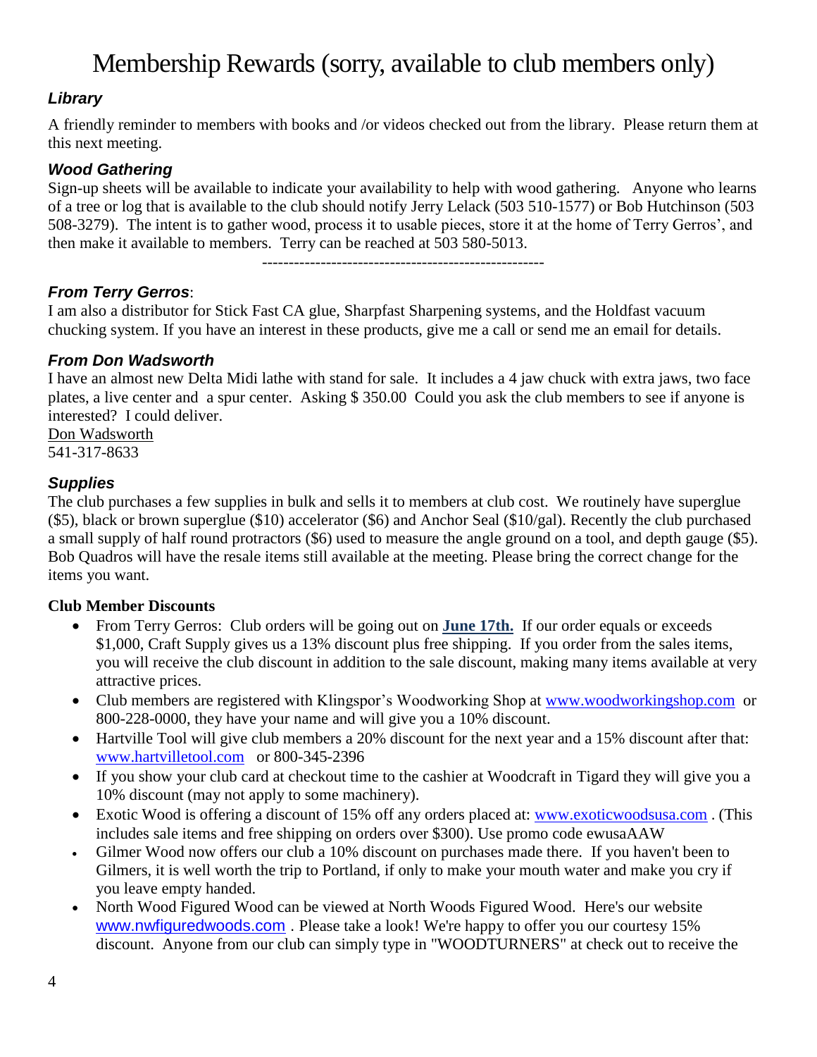# Membership Rewards (sorry, available to club members only)

### *Library*

A friendly reminder to members with books and /or videos checked out from the library. Please return them at this next meeting.

### *Wood Gathering*

Sign-up sheets will be available to indicate your availability to help with wood gathering. Anyone who learns of a tree or log that is available to the club should notify Jerry Lelack (503 510-1577) or Bob Hutchinson (503 508-3279). The intent is to gather wood, process it to usable pieces, store it at the home of Terry Gerros', and then make it available to members. Terry can be reached at 503 580-5013.

-----------------------------------------------------

### *From Terry Gerros*:

I am also a distributor for Stick Fast CA glue, Sharpfast Sharpening systems, and the Holdfast vacuum chucking system. If you have an interest in these products, give me a call or send me an email for details.

### *From Don Wadsworth*

I have an almost new Delta Midi lathe with stand for sale. It includes a 4 jaw chuck with extra jaws, two face plates, a live center and a spur center. Asking $ 350.00 Could you ask the club members to see if anyone is interested? I could deliver.

Don Wadsworth
541-317-8633

### *Supplies*

The club purchases a few supplies in bulk and sells it to members at club cost. We routinely have superglue ($5), black or brown superglue ($10) accelerator ($6) and Anchor Seal ($10/gal). Recently the club purchased a small supply of half round protractors ($6) used to measure the angle ground on a tool, and depth gauge ($5). Bob Quadros will have the resale items still available at the meeting. Please bring the correct change for the items you want.

**Club Member Discounts**

- From Terry Gerros: Club orders will be going out on **June 17th.** If our order equals or exceeds $1,000, Craft Supply gives us a 13% discount plus free shipping. If you order from the sales items, you will receive the club discount in addition to the sale discount, making many items available at very attractive prices.
- Club members are registered with Klingspor's Woodworking Shop at www.woodworkingshop.com or 800-228-0000, they have your name and will give you a 10% discount.
- Hartville Tool will give club members a 20% discount for the next year and a 15% discount after that: www.hartvilletool.com or 800-345-2396
- If you show your club card at checkout time to the cashier at Woodcraft in Tigard they will give you a 10% discount (may not apply to some machinery).
- Exotic Wood is offering a discount of 15% off any orders placed at: www.exoticwoodsusa.com . (This includes sale items and free shipping on orders over $300). Use promo code ewusaAAW
- Gilmer Wood now offers our club a 10% discount on purchases made there. If you haven't been to Gilmers, it is well worth the trip to Portland, if only to make your mouth water and make you cry if you leave empty handed.
- North Wood Figured Wood can be viewed at North Woods Figured Wood. Here's our website www.nwfiguredwoods.com . Please take a look! We're happy to offer you our courtesy 15% discount. Anyone from our club can simply type in "WOODTURNERS" at check out to receive the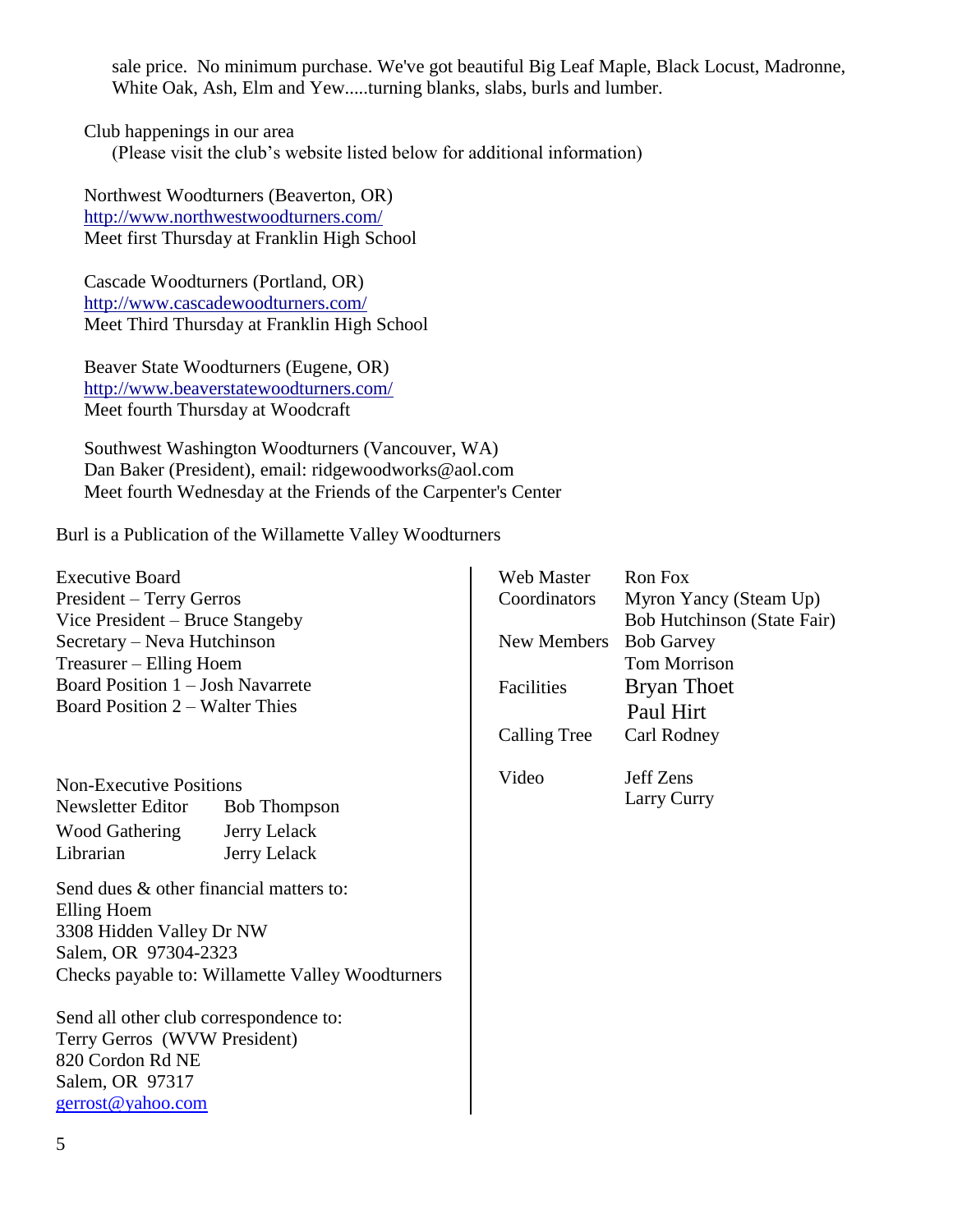sale price. No minimum purchase. We've got beautiful Big Leaf Maple, Black Locust, Madronne, White Oak, Ash, Elm and Yew.....turning blanks, slabs, burls and lumber.

Club happenings in our area
(Please visit the club's website listed below for additional information)

Northwest Woodturners (Beaverton, OR)
http://www.northwestwoodturners.com/
Meet first Thursday at Franklin High School

Cascade Woodturners (Portland, OR)
http://www.cascadewoodturners.com/
Meet Third Thursday at Franklin High School

Beaver State Woodturners (Eugene, OR)
http://www.beaverstatewoodturners.com/
Meet fourth Thursday at Woodcraft

Southwest Washington Woodturners (Vancouver, WA)
Dan Baker (President), email: ridgewoodworks@aol.com
Meet fourth Wednesday at the Friends of the Carpenter's Center

Burl is a Publication of the Willamette Valley Woodturners

Executive Board
President – Terry Gerros
Vice President – Bruce Stangeby
Secretary – Neva Hutchinson
Treasurer – Elling Hoem
Board Position 1 – Josh Navarrete
Board Position 2 – Walter Thies

Non-Executive Positions

| | |
|---|---|
| Newsletter Editor | Bob Thompson |
| Wood Gathering | Jerry Lelack |
| Librarian | Jerry Lelack |

Send dues & other financial matters to:
Elling Hoem
3308 Hidden Valley Dr NW
Salem, OR 97304-2323
Checks payable to: Willamette Valley Woodturners

Send all other club correspondence to:
Terry Gerros (WVW President)
820 Cordon Rd NE
Salem, OR 97317
gerrost@yahoo.com

| | |
|---|---|
| Web Master | Ron Fox |
| Coordinators | Myron Yancy (Steam Up) |
| | Bob Hutchinson (State Fair) |
| New Members | Bob Garvey |
| | Tom Morrison |
| Facilities | Bryan Thoet |
| | Paul Hirt |
| Calling Tree | Carl Rodney |
| Video | Jeff Zens |
| | Larry Curry |